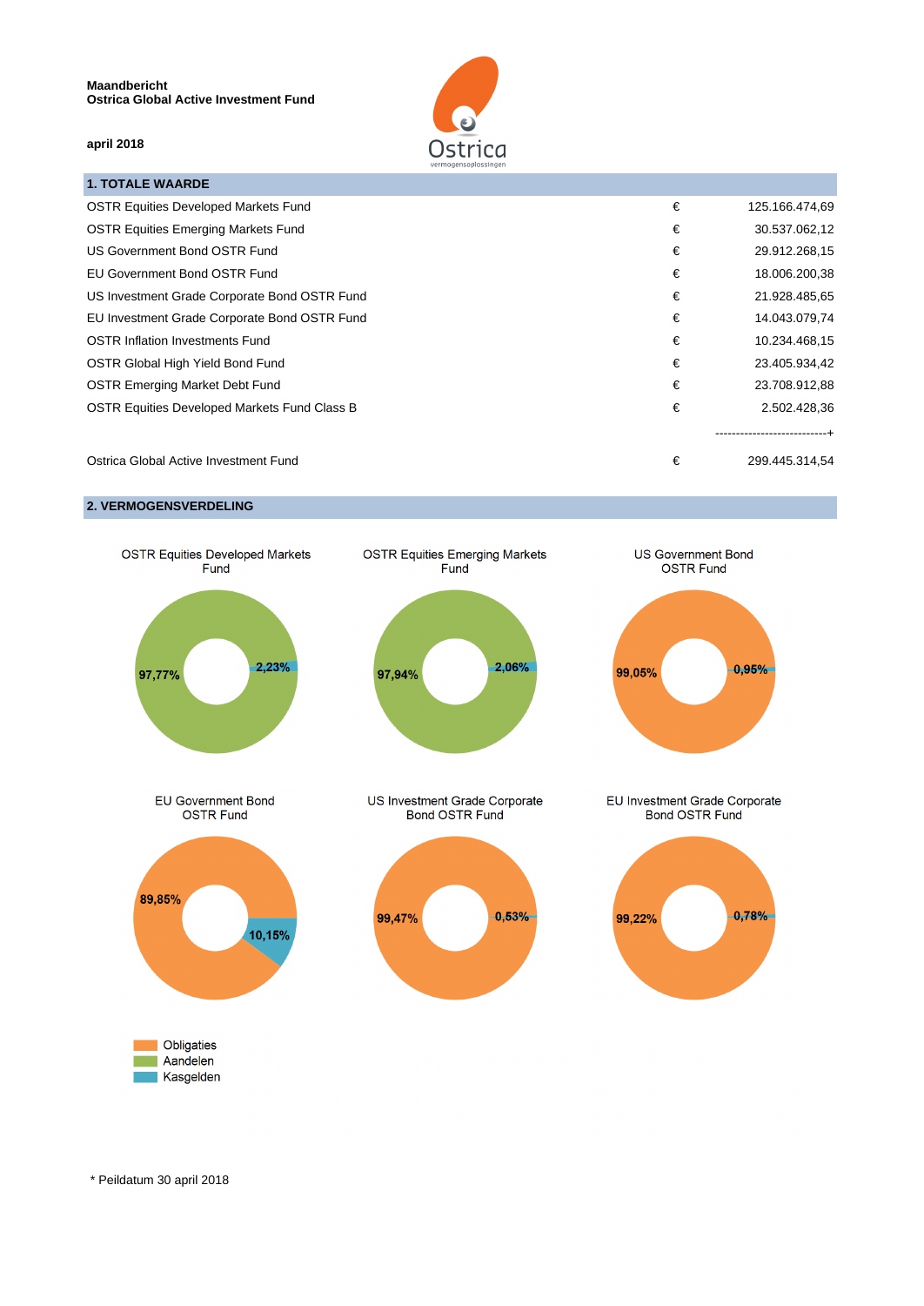**Maandbericht**
**Ostrica Global Active Investment Fund**

**april 2018**

## 1. TOTALE WAARDE

| | | |
|---|---|---|
| OSTR Equities Developed Markets Fund | € | 125.166.474,69 |
| OSTR Equities Emerging Markets Fund | € | 30.537.062,12 |
| US Government Bond OSTR Fund | € | 29.912.268,15 |
| EU Government Bond OSTR Fund | € | 18.006.200,38 |
| US Investment Grade Corporate Bond OSTR Fund | € | 21.928.485,65 |
| EU Investment Grade Corporate Bond OSTR Fund | € | 14.043.079,74 |
| OSTR Inflation Investments Fund | € | 10.234.468,15 |
| OSTR Global High Yield Bond Fund | € | 23.405.934,42 |
| OSTR Emerging Market Debt Fund | € | 23.708.912,88 |
| OSTR Equities Developed Markets Fund Class B | € | 2.502.428,36 |
| | | ---------------------------+ |
| Ostrica Global Active Investment Fund | € | 299.445.314,54 |

## 2. VERMOGENSVERDELING

**OSTR Equities Developed Markets Fund**
- Aandelen: 97,77%
- Kasgelden: 2,23%

**OSTR Equities Emerging Markets Fund**
- Aandelen: 97,94%
- Kasgelden: 2,06%

**US Government Bond OSTR Fund**
- Obligaties: 99,05%
- Kasgelden: 0,95%

**EU Government Bond OSTR Fund**
- Obligaties: 89,85%
- Kasgelden: 10,15%

**US Investment Grade Corporate Bond OSTR Fund**
- Obligaties: 99,47%
- Kasgelden: 0,53%

**EU Investment Grade Corporate Bond OSTR Fund**
- Obligaties: 99,22%
- Kasgelden: 0,78%

Legenda: Obligaties, Aandelen, Kasgelden

\* Peildatum 30 april 2018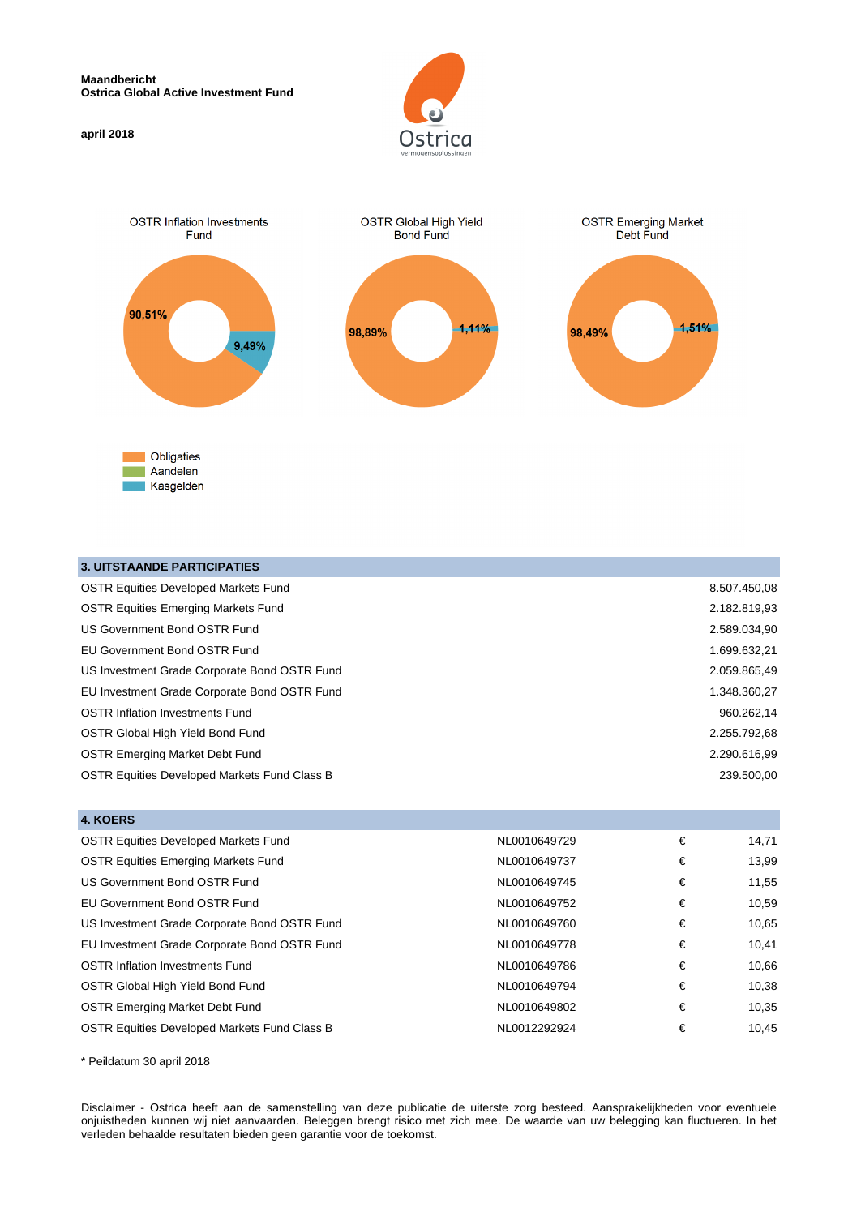**Maandbericht**
**Ostrica Global Active Investment Fund**

**april 2018**

OSTR Inflation Investments Fund

90,51%
9,49%

OSTR Global High Yield Bond Fund

98,89%
1,11%

OSTR Emerging Market Debt Fund

98,49%
1,51%

Obligaties
Aandelen
Kasgelden

| **3. UITSTAANDE PARTICIPATIES** | |
|---|---|
| OSTR Equities Developed Markets Fund | 8.507.450,08 |
| OSTR Equities Emerging Markets Fund | 2.182.819,93 |
| US Government Bond OSTR Fund | 2.589.034,90 |
| EU Government Bond OSTR Fund | 1.699.632,21 |
| US Investment Grade Corporate Bond OSTR Fund | 2.059.865,49 |
| EU Investment Grade Corporate Bond OSTR Fund | 1.348.360,27 |
| OSTR Inflation Investments Fund | 960.262,14 |
| OSTR Global High Yield Bond Fund | 2.255.792,68 |
| OSTR Emerging Market Debt Fund | 2.290.616,99 |
| OSTR Equities Developed Markets Fund Class B | 239.500,00 |

| **4. KOERS** | | | |
|---|---|---|---|
| OSTR Equities Developed Markets Fund | NL0010649729 | € | 14,71 |
| OSTR Equities Emerging Markets Fund | NL0010649737 | € | 13,99 |
| US Government Bond OSTR Fund | NL0010649745 | € | 11,55 |
| EU Government Bond OSTR Fund | NL0010649752 | € | 10,59 |
| US Investment Grade Corporate Bond OSTR Fund | NL0010649760 | € | 10,65 |
| EU Investment Grade Corporate Bond OSTR Fund | NL0010649778 | € | 10,41 |
| OSTR Inflation Investments Fund | NL0010649786 | € | 10,66 |
| OSTR Global High Yield Bond Fund | NL0010649794 | € | 10,38 |
| OSTR Emerging Market Debt Fund | NL0010649802 | € | 10,35 |
| OSTR Equities Developed Markets Fund Class B | NL0012292924 | € | 10,45 |

* Peildatum 30 april 2018

Disclaimer - Ostrica heeft aan de samenstelling van deze publicatie de uiterste zorg besteed. Aansprakelijkheden voor eventuele onjuistheden kunnen wij niet aanvaarden. Beleggen brengt risico met zich mee. De waarde van uw belegging kan fluctueren. In het verleden behaalde resultaten bieden geen garantie voor de toekomst.